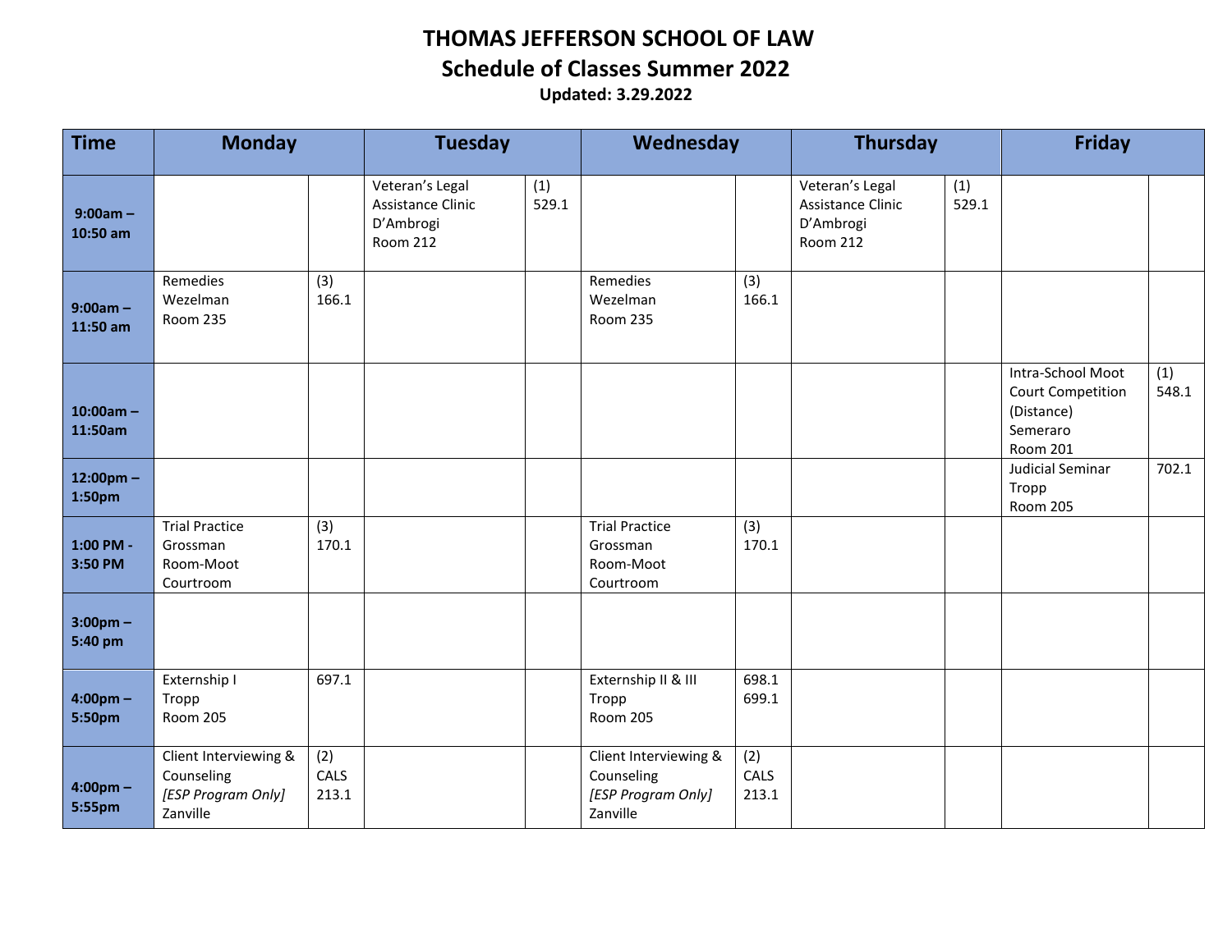# THOMAS JEFFERSON SCHOOL OF LAW

## Schedule of Classes Summer 2022

**Updated: 3.29.2022**

| Time | Monday | | Tuesday | | Wednesday | | Thursday | | Friday | |
|---|---|---|---|---|---|---|---|---|---|---|
| **9:00am – 10:50 am** | | | Veteran's Legal Assistance Clinic D'Ambrogi Room 212 | (1) 529.1 | | | Veteran's Legal Assistance Clinic D'Ambrogi Room 212 | (1) 529.1 | | |
| **9:00am – 11:50 am** | Remedies Wezelman Room 235 | (3) 166.1 | | | Remedies Wezelman Room 235 | (3) 166.1 | | | | |
| **10:00am – 11:50am** | | | | | | | | | Intra-School Moot Court Competition (Distance) Semeraro Room 201 | (1) 548.1 |
| **12:00pm – 1:50pm** | | | | | | | | | Judicial Seminar Tropp Room 205 | 702.1 |
| **1:00 PM - 3:50 PM** | Trial Practice Grossman Room-Moot Courtroom | (3) 170.1 | | | Trial Practice Grossman Room-Moot Courtroom | (3) 170.1 | | | | |
| **3:00pm – 5:40 pm** | | | | | | | | | | |
| **4:00pm – 5:50pm** | Externship I Tropp Room 205 | 697.1 | | | Externship II & III Tropp Room 205 | 698.1 699.1 | | | | |
| **4:00pm – 5:55pm** | Client Interviewing & Counseling *[ESP Program Only]* Zanville | (2) CALS 213.1 | | | Client Interviewing & Counseling *[ESP Program Only]* Zanville | (2) CALS 213.1 | | | | |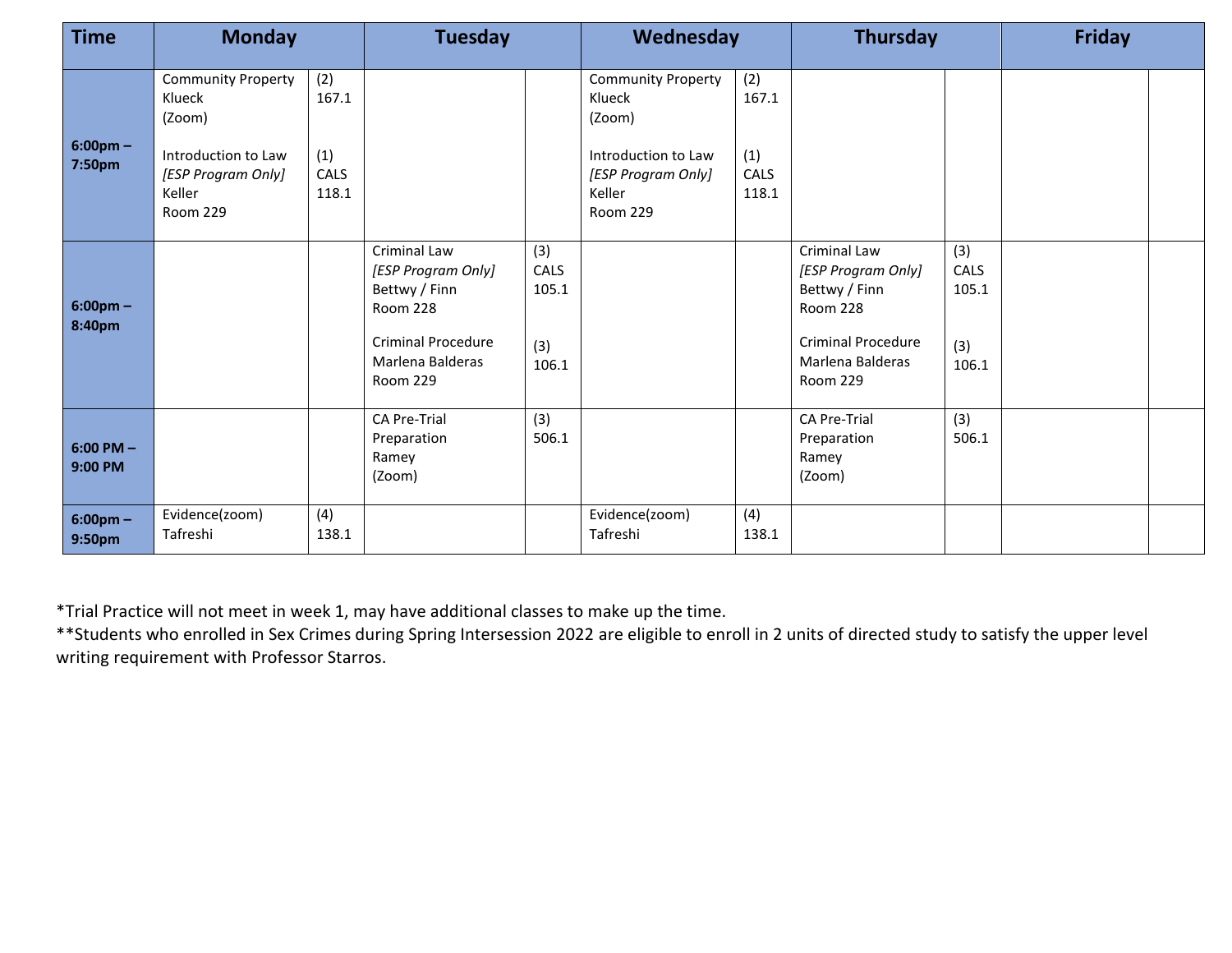| Time | Monday | | Tuesday | | Wednesday | | Thursday | | Friday | |
|---|---|---|---|---|---|---|---|---|---|---|
| **6:00pm – 7:50pm** | Community Property Klueck (Zoom)<br><br>Introduction to Law *[ESP Program Only]* Keller Room 229 | (2) 167.1<br><br>(1) CALS 118.1 | | | Community Property Klueck (Zoom)<br><br>Introduction to Law *[ESP Program Only]* Keller Room 229 | (2) 167.1<br><br>(1) CALS 118.1 | | | | |
| **6:00pm – 8:40pm** | | | Criminal Law *[ESP Program Only]* Bettwy / Finn Room 228<br><br>Criminal Procedure Marlena Balderas Room 229 | (3) CALS 105.1<br><br>(3) 106.1 | | | Criminal Law *[ESP Program Only]* Bettwy / Finn Room 228<br><br>Criminal Procedure Marlena Balderas Room 229 | (3) CALS 105.1<br><br>(3) 106.1 | | |
| **6:00 PM – 9:00 PM** | | | CA Pre-Trial Preparation Ramey (Zoom) | (3) 506.1 | | | CA Pre-Trial Preparation Ramey (Zoom) | (3) 506.1 | | |
| **6:00pm – 9:50pm** | Evidence(zoom) Tafreshi | (4) 138.1 | | | Evidence(zoom) Tafreshi | (4) 138.1 | | | | |

*Trial Practice will not meet in week 1, may have additional classes to make up the time.

**Students who enrolled in Sex Crimes during Spring Intersession 2022 are eligible to enroll in 2 units of directed study to satisfy the upper level writing requirement with Professor Starros.